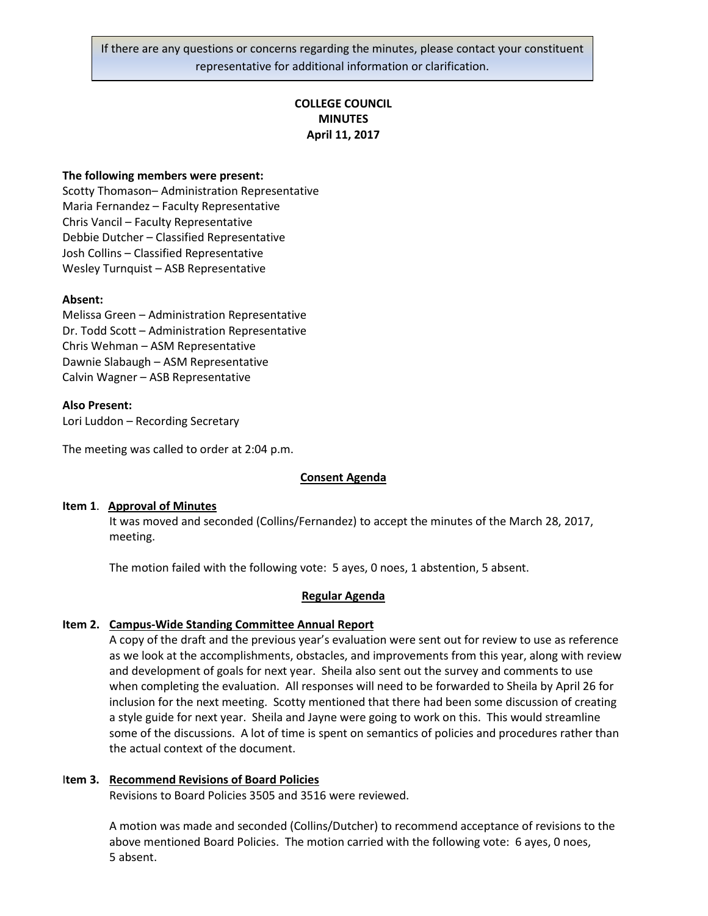If there are any questions or concerns regarding the minutes, please contact your constituent representative for additional information or clarification.

# COLLEGE COUNCIL MINUTES
**April 11, 2017**

**The following members were present:**
Scotty Thomason– Administration Representative
Maria Fernandez – Faculty Representative
Chris Vancil – Faculty Representative
Debbie Dutcher – Classified Representative
Josh Collins – Classified Representative
Wesley Turnquist – ASB Representative

**Absent:**
Melissa Green – Administration Representative
Dr. Todd Scott – Administration Representative
Chris Wehman – ASM Representative
Dawnie Slabaugh – ASM Representative
Calvin Wagner – ASB Representative

**Also Present:**
Lori Luddon – Recording Secretary

The meeting was called to order at 2:04 p.m.

## Consent Agenda

**Item 1. Approval of Minutes**

It was moved and seconded (Collins/Fernandez) to accept the minutes of the March 28, 2017, meeting.

The motion failed with the following vote: 5 ayes, 0 noes, 1 abstention, 5 absent.

## Regular Agenda

**Item 2. Campus-Wide Standing Committee Annual Report**

A copy of the draft and the previous year's evaluation were sent out for review to use as reference as we look at the accomplishments, obstacles, and improvements from this year, along with review and development of goals for next year. Sheila also sent out the survey and comments to use when completing the evaluation. All responses will need to be forwarded to Sheila by April 26 for inclusion for the next meeting. Scotty mentioned that there had been some discussion of creating a style guide for next year. Sheila and Jayne were going to work on this. This would streamline some of the discussions. A lot of time is spent on semantics of policies and procedures rather than the actual context of the document.

**Item 3. Recommend Revisions of Board Policies**

Revisions to Board Policies 3505 and 3516 were reviewed.

A motion was made and seconded (Collins/Dutcher) to recommend acceptance of revisions to the above mentioned Board Policies. The motion carried with the following vote: 6 ayes, 0 noes, 5 absent.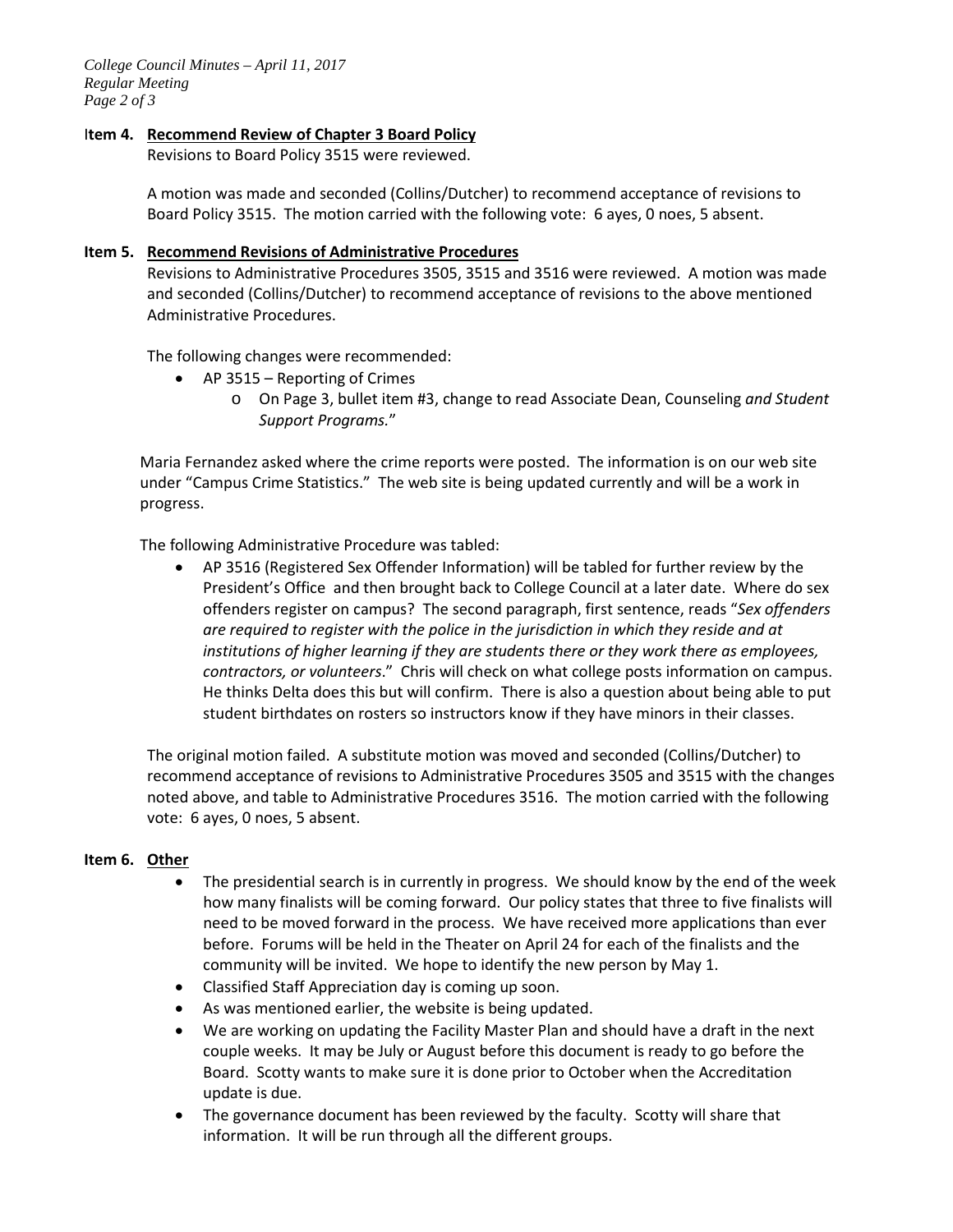**Item 4. Recommend Review of Chapter 3 Board Policy**

Revisions to Board Policy 3515 were reviewed.

A motion was made and seconded (Collins/Dutcher) to recommend acceptance of revisions to Board Policy 3515. The motion carried with the following vote: 6 ayes, 0 noes, 5 absent.

**Item 5. Recommend Revisions of Administrative Procedures**

Revisions to Administrative Procedures 3505, 3515 and 3516 were reviewed. A motion was made and seconded (Collins/Dutcher) to recommend acceptance of revisions to the above mentioned Administrative Procedures.

The following changes were recommended:

- AP 3515 – Reporting of Crimes
  - On Page 3, bullet item #3, change to read Associate Dean, Counseling *and Student Support Programs.*"

Maria Fernandez asked where the crime reports were posted. The information is on our web site under "Campus Crime Statistics." The web site is being updated currently and will be a work in progress.

The following Administrative Procedure was tabled:

- AP 3516 (Registered Sex Offender Information) will be tabled for further review by the President's Office and then brought back to College Council at a later date. Where do sex offenders register on campus? The second paragraph, first sentence, reads "*Sex offenders are required to register with the police in the jurisdiction in which they reside and at institutions of higher learning if they are students there or they work there as employees, contractors, or volunteers*." Chris will check on what college posts information on campus. He thinks Delta does this but will confirm. There is also a question about being able to put student birthdates on rosters so instructors know if they have minors in their classes.

The original motion failed. A substitute motion was moved and seconded (Collins/Dutcher) to recommend acceptance of revisions to Administrative Procedures 3505 and 3515 with the changes noted above, and table to Administrative Procedures 3516. The motion carried with the following vote: 6 ayes, 0 noes, 5 absent.

**Item 6. Other**

- The presidential search is in currently in progress. We should know by the end of the week how many finalists will be coming forward. Our policy states that three to five finalists will need to be moved forward in the process. We have received more applications than ever before. Forums will be held in the Theater on April 24 for each of the finalists and the community will be invited. We hope to identify the new person by May 1.
- Classified Staff Appreciation day is coming up soon.
- As was mentioned earlier, the website is being updated.
- We are working on updating the Facility Master Plan and should have a draft in the next couple weeks. It may be July or August before this document is ready to go before the Board. Scotty wants to make sure it is done prior to October when the Accreditation update is due.
- The governance document has been reviewed by the faculty. Scotty will share that information. It will be run through all the different groups.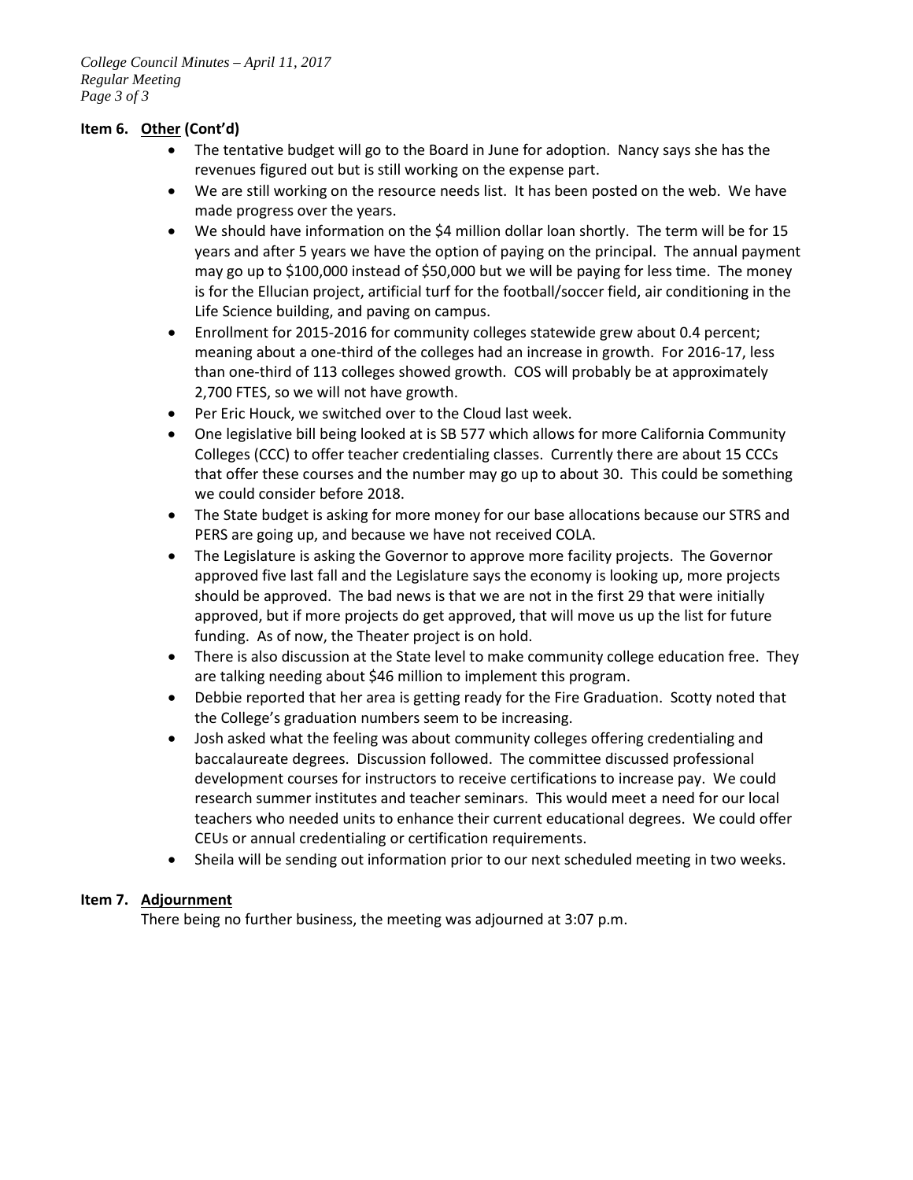**Item 6. Other (Cont'd)**

- The tentative budget will go to the Board in June for adoption. Nancy says she has the revenues figured out but is still working on the expense part.
- We are still working on the resource needs list. It has been posted on the web. We have made progress over the years.
- We should have information on the $4 million dollar loan shortly. The term will be for 15 years and after 5 years we have the option of paying on the principal. The annual payment may go up to $100,000 instead of $50,000 but we will be paying for less time. The money is for the Ellucian project, artificial turf for the football/soccer field, air conditioning in the Life Science building, and paving on campus.
- Enrollment for 2015-2016 for community colleges statewide grew about 0.4 percent; meaning about a one-third of the colleges had an increase in growth. For 2016-17, less than one-third of 113 colleges showed growth. COS will probably be at approximately 2,700 FTES, so we will not have growth.
- Per Eric Houck, we switched over to the Cloud last week.
- One legislative bill being looked at is SB 577 which allows for more California Community Colleges (CCC) to offer teacher credentialing classes. Currently there are about 15 CCCs that offer these courses and the number may go up to about 30. This could be something we could consider before 2018.
- The State budget is asking for more money for our base allocations because our STRS and PERS are going up, and because we have not received COLA.
- The Legislature is asking the Governor to approve more facility projects. The Governor approved five last fall and the Legislature says the economy is looking up, more projects should be approved. The bad news is that we are not in the first 29 that were initially approved, but if more projects do get approved, that will move us up the list for future funding. As of now, the Theater project is on hold.
- There is also discussion at the State level to make community college education free. They are talking needing about $46 million to implement this program.
- Debbie reported that her area is getting ready for the Fire Graduation. Scotty noted that the College's graduation numbers seem to be increasing.
- Josh asked what the feeling was about community colleges offering credentialing and baccalaureate degrees. Discussion followed. The committee discussed professional development courses for instructors to receive certifications to increase pay. We could research summer institutes and teacher seminars. This would meet a need for our local teachers who needed units to enhance their current educational degrees. We could offer CEUs or annual credentialing or certification requirements.
- Sheila will be sending out information prior to our next scheduled meeting in two weeks.

**Item 7. Adjournment**

There being no further business, the meeting was adjourned at 3:07 p.m.